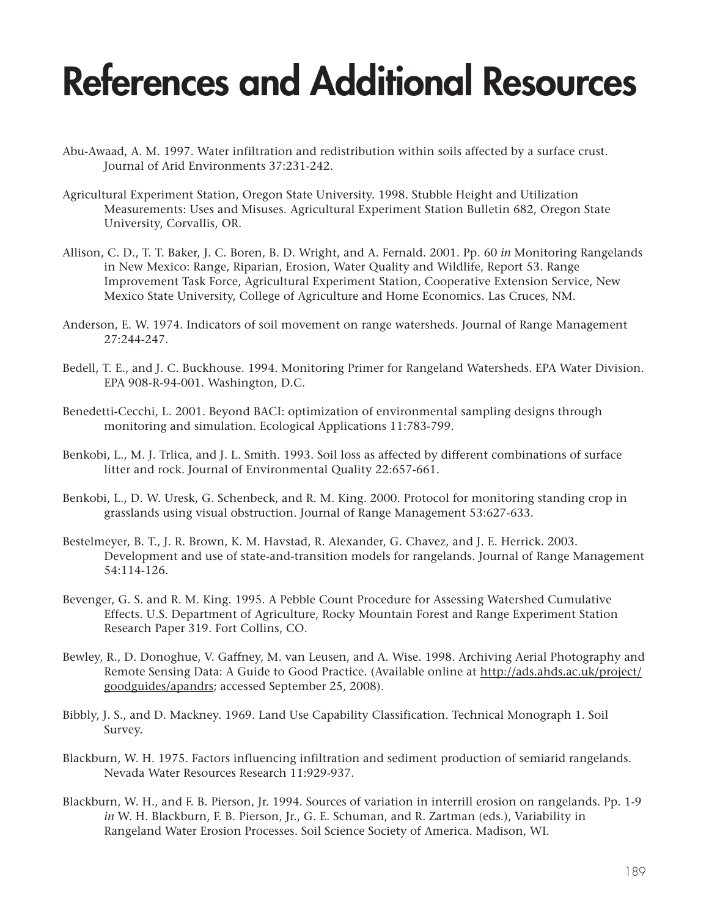# References and Additional Resources

Abu-Awaad, A. M. 1997. Water infiltration and redistribution within soils affected by a surface crust. Journal of Arid Environments 37:231-242.

Agricultural Experiment Station, Oregon State University. 1998. Stubble Height and Utilization Measurements: Uses and Misuses. Agricultural Experiment Station Bulletin 682, Oregon State University, Corvallis, OR.

Allison, C. D., T. T. Baker, J. C. Boren, B. D. Wright, and A. Fernald. 2001. Pp. 60 *in* Monitoring Rangelands in New Mexico: Range, Riparian, Erosion, Water Quality and Wildlife, Report 53. Range Improvement Task Force, Agricultural Experiment Station, Cooperative Extension Service, New Mexico State University, College of Agriculture and Home Economics. Las Cruces, NM.

Anderson, E. W. 1974. Indicators of soil movement on range watersheds. Journal of Range Management 27:244-247.

Bedell, T. E., and J. C. Buckhouse. 1994. Monitoring Primer for Rangeland Watersheds. EPA Water Division. EPA 908-R-94-001. Washington, D.C.

Benedetti-Cecchi, L. 2001. Beyond BACI: optimization of environmental sampling designs through monitoring and simulation. Ecological Applications 11:783-799.

Benkobi, L., M. J. Trlica, and J. L. Smith. 1993. Soil loss as affected by different combinations of surface litter and rock. Journal of Environmental Quality 22:657-661.

Benkobi, L., D. W. Uresk, G. Schenbeck, and R. M. King. 2000. Protocol for monitoring standing crop in grasslands using visual obstruction. Journal of Range Management 53:627-633.

Bestelmeyer, B. T., J. R. Brown, K. M. Havstad, R. Alexander, G. Chavez, and J. E. Herrick. 2003. Development and use of state-and-transition models for rangelands. Journal of Range Management 54:114-126.

Bevenger, G. S. and R. M. King. 1995. A Pebble Count Procedure for Assessing Watershed Cumulative Effects. U.S. Department of Agriculture, Rocky Mountain Forest and Range Experiment Station Research Paper 319. Fort Collins, CO.

Bewley, R., D. Donoghue, V. Gaffney, M. van Leusen, and A. Wise. 1998. Archiving Aerial Photography and Remote Sensing Data: A Guide to Good Practice. (Available online at http://ads.ahds.ac.uk/project/goodguides/apandrs; accessed September 25, 2008).

Bibbly, J. S., and D. Mackney. 1969. Land Use Capability Classification. Technical Monograph 1. Soil Survey.

Blackburn, W. H. 1975. Factors influencing infiltration and sediment production of semiarid rangelands. Nevada Water Resources Research 11:929-937.

Blackburn, W. H., and F. B. Pierson, Jr. 1994. Sources of variation in interrill erosion on rangelands. Pp. 1-9 *in* W. H. Blackburn, F. B. Pierson, Jr., G. E. Schuman, and R. Zartman (eds.), Variability in Rangeland Water Erosion Processes. Soil Science Society of America. Madison, WI.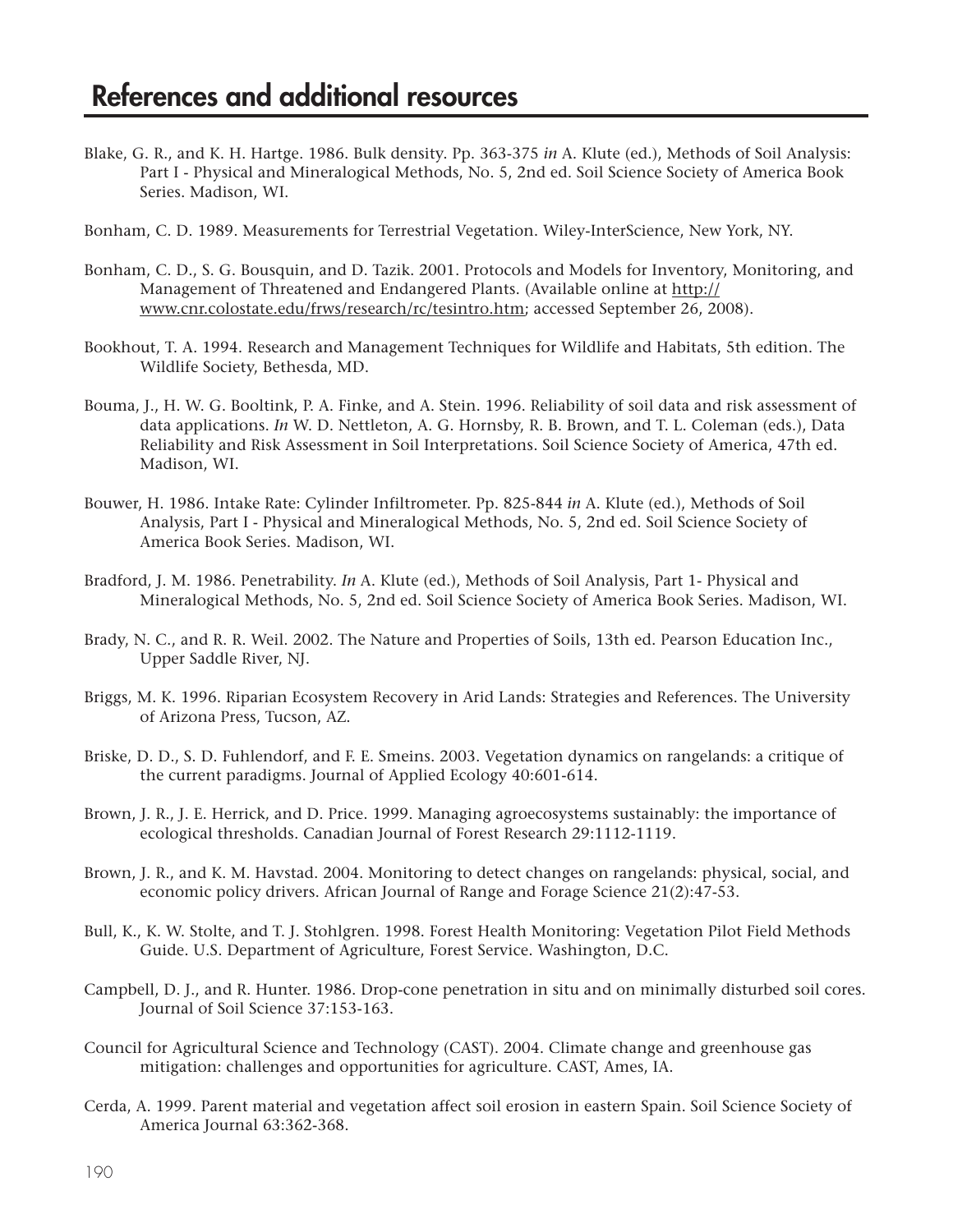# References and additional resources

Blake, G. R., and K. H. Hartge. 1986. Bulk density. Pp. 363-375 *in* A. Klute (ed.), Methods of Soil Analysis: Part I - Physical and Mineralogical Methods, No. 5, 2nd ed. Soil Science Society of America Book Series. Madison, WI.

Bonham, C. D. 1989. Measurements for Terrestrial Vegetation. Wiley-InterScience, New York, NY.

Bonham, C. D., S. G. Bousquin, and D. Tazik. 2001. Protocols and Models for Inventory, Monitoring, and Management of Threatened and Endangered Plants. (Available online at http://www.cnr.colostate.edu/frws/research/rc/tesintro.htm; accessed September 26, 2008).

Bookhout, T. A. 1994. Research and Management Techniques for Wildlife and Habitats, 5th edition. The Wildlife Society, Bethesda, MD.

Bouma, J., H. W. G. Booltink, P. A. Finke, and A. Stein. 1996. Reliability of soil data and risk assessment of data applications. *In* W. D. Nettleton, A. G. Hornsby, R. B. Brown, and T. L. Coleman (eds.), Data Reliability and Risk Assessment in Soil Interpretations. Soil Science Society of America, 47th ed. Madison, WI.

Bouwer, H. 1986. Intake Rate: Cylinder Infiltrometer. Pp. 825-844 *in* A. Klute (ed.), Methods of Soil Analysis, Part I - Physical and Mineralogical Methods, No. 5, 2nd ed. Soil Science Society of America Book Series. Madison, WI.

Bradford, J. M. 1986. Penetrability. *In* A. Klute (ed.), Methods of Soil Analysis, Part 1- Physical and Mineralogical Methods, No. 5, 2nd ed. Soil Science Society of America Book Series. Madison, WI.

Brady, N. C., and R. R. Weil. 2002. The Nature and Properties of Soils, 13th ed. Pearson Education Inc., Upper Saddle River, NJ.

Briggs, M. K. 1996. Riparian Ecosystem Recovery in Arid Lands: Strategies and References. The University of Arizona Press, Tucson, AZ.

Briske, D. D., S. D. Fuhlendorf, and F. E. Smeins. 2003. Vegetation dynamics on rangelands: a critique of the current paradigms. Journal of Applied Ecology 40:601-614.

Brown, J. R., J. E. Herrick, and D. Price. 1999. Managing agroecosystems sustainably: the importance of ecological thresholds. Canadian Journal of Forest Research 29:1112-1119.

Brown, J. R., and K. M. Havstad. 2004. Monitoring to detect changes on rangelands: physical, social, and economic policy drivers. African Journal of Range and Forage Science 21(2):47-53.

Bull, K., K. W. Stolte, and T. J. Stohlgren. 1998. Forest Health Monitoring: Vegetation Pilot Field Methods Guide. U.S. Department of Agriculture, Forest Service. Washington, D.C.

Campbell, D. J., and R. Hunter. 1986. Drop-cone penetration in situ and on minimally disturbed soil cores. Journal of Soil Science 37:153-163.

Council for Agricultural Science and Technology (CAST). 2004. Climate change and greenhouse gas mitigation: challenges and opportunities for agriculture. CAST, Ames, IA.

Cerda, A. 1999. Parent material and vegetation affect soil erosion in eastern Spain. Soil Science Society of America Journal 63:362-368.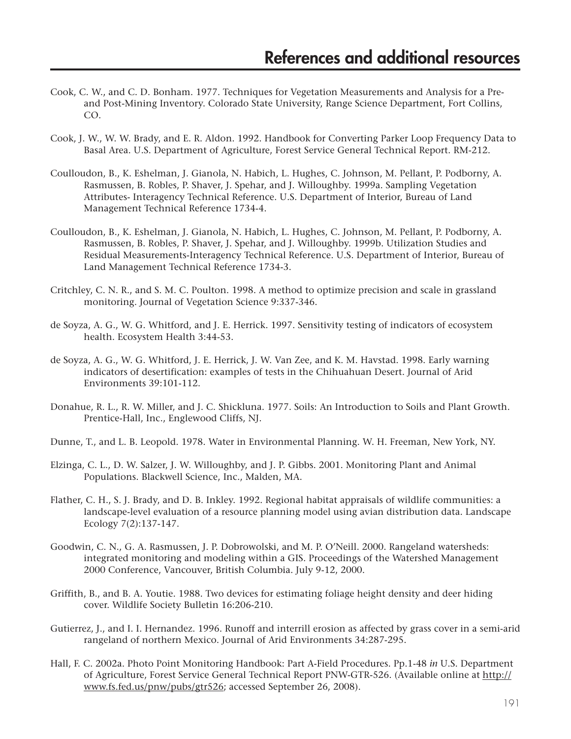# References and additional resources

Cook, C. W., and C. D. Bonham. 1977. Techniques for Vegetation Measurements and Analysis for a Pre- and Post-Mining Inventory. Colorado State University, Range Science Department, Fort Collins, CO.

Cook, J. W., W. W. Brady, and E. R. Aldon. 1992. Handbook for Converting Parker Loop Frequency Data to Basal Area. U.S. Department of Agriculture, Forest Service General Technical Report. RM-212.

Coulloudon, B., K. Eshelman, J. Gianola, N. Habich, L. Hughes, C. Johnson, M. Pellant, P. Podborny, A. Rasmussen, B. Robles, P. Shaver, J. Spehar, and J. Willoughby. 1999a. Sampling Vegetation Attributes- Interagency Technical Reference. U.S. Department of Interior, Bureau of Land Management Technical Reference 1734-4.

Coulloudon, B., K. Eshelman, J. Gianola, N. Habich, L. Hughes, C. Johnson, M. Pellant, P. Podborny, A. Rasmussen, B. Robles, P. Shaver, J. Spehar, and J. Willoughby. 1999b. Utilization Studies and Residual Measurements-Interagency Technical Reference. U.S. Department of Interior, Bureau of Land Management Technical Reference 1734-3.

Critchley, C. N. R., and S. M. C. Poulton. 1998. A method to optimize precision and scale in grassland monitoring. Journal of Vegetation Science 9:337-346.

de Soyza, A. G., W. G. Whitford, and J. E. Herrick. 1997. Sensitivity testing of indicators of ecosystem health. Ecosystem Health 3:44-53.

de Soyza, A. G., W. G. Whitford, J. E. Herrick, J. W. Van Zee, and K. M. Havstad. 1998. Early warning indicators of desertification: examples of tests in the Chihuahuan Desert. Journal of Arid Environments 39:101-112.

Donahue, R. L., R. W. Miller, and J. C. Shickluna. 1977. Soils: An Introduction to Soils and Plant Growth. Prentice-Hall, Inc., Englewood Cliffs, NJ.

Dunne, T., and L. B. Leopold. 1978. Water in Environmental Planning. W. H. Freeman, New York, NY.

Elzinga, C. L., D. W. Salzer, J. W. Willoughby, and J. P. Gibbs. 2001. Monitoring Plant and Animal Populations. Blackwell Science, Inc., Malden, MA.

Flather, C. H., S. J. Brady, and D. B. Inkley. 1992. Regional habitat appraisals of wildlife communities: a landscape-level evaluation of a resource planning model using avian distribution data. Landscape Ecology 7(2):137-147.

Goodwin, C. N., G. A. Rasmussen, J. P. Dobrowolski, and M. P. O'Neill. 2000. Rangeland watersheds: integrated monitoring and modeling within a GIS. Proceedings of the Watershed Management 2000 Conference, Vancouver, British Columbia. July 9-12, 2000.

Griffith, B., and B. A. Youtie. 1988. Two devices for estimating foliage height density and deer hiding cover. Wildlife Society Bulletin 16:206-210.

Gutierrez, J., and I. I. Hernandez. 1996. Runoff and interrill erosion as affected by grass cover in a semi-arid rangeland of northern Mexico. Journal of Arid Environments 34:287-295.

Hall, F. C. 2002a. Photo Point Monitoring Handbook: Part A-Field Procedures. Pp.1-48 *in* U.S. Department of Agriculture, Forest Service General Technical Report PNW-GTR-526. (Available online at http://www.fs.fed.us/pnw/pubs/gtr526; accessed September 26, 2008).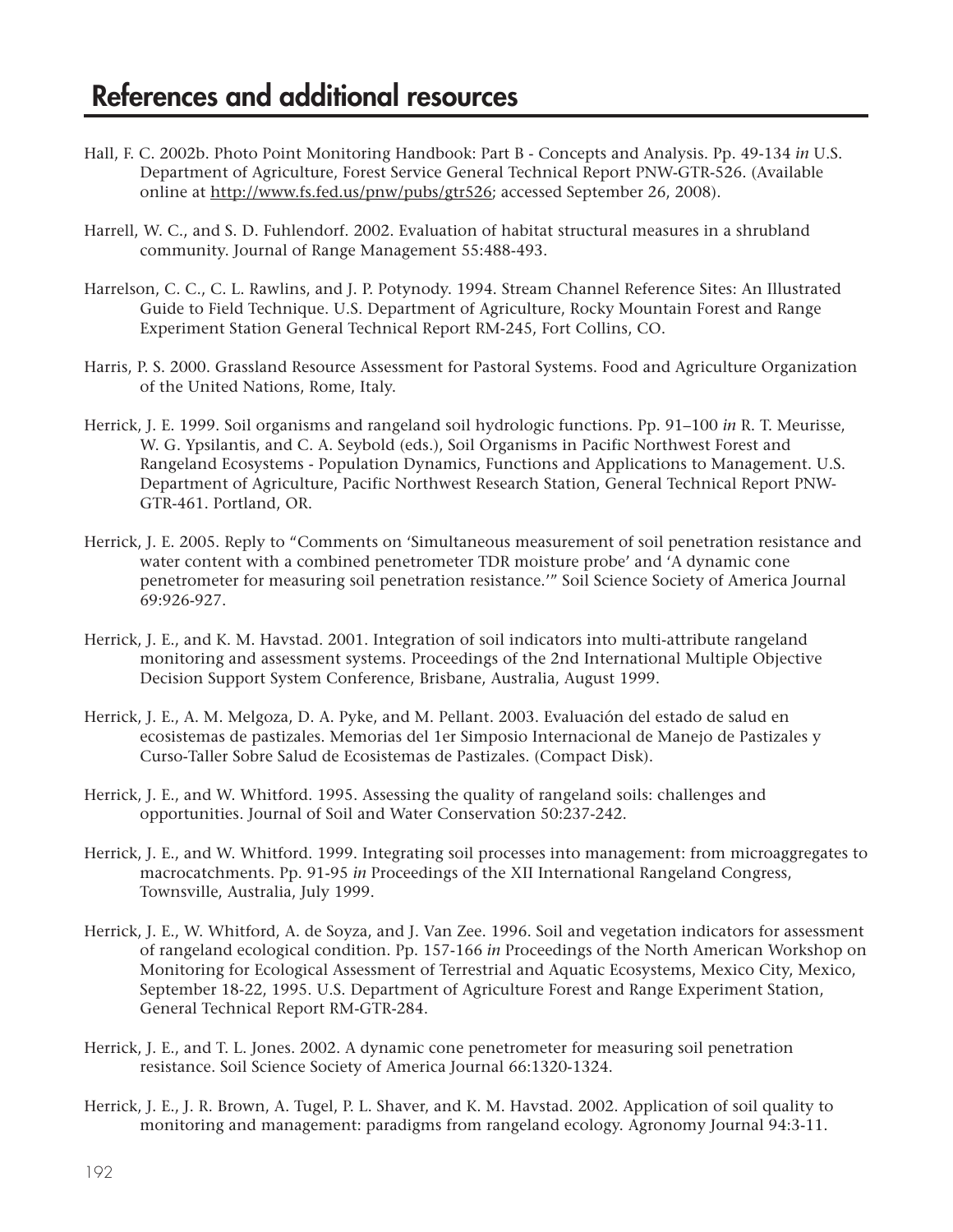# References and additional resources

Hall, F. C. 2002b. Photo Point Monitoring Handbook: Part B - Concepts and Analysis. Pp. 49-134 *in* U.S. Department of Agriculture, Forest Service General Technical Report PNW-GTR-526. (Available online at http://www.fs.fed.us/pnw/pubs/gtr526; accessed September 26, 2008).

Harrell, W. C., and S. D. Fuhlendorf. 2002. Evaluation of habitat structural measures in a shrubland community. Journal of Range Management 55:488-493.

Harrelson, C. C., C. L. Rawlins, and J. P. Potynody. 1994. Stream Channel Reference Sites: An Illustrated Guide to Field Technique. U.S. Department of Agriculture, Rocky Mountain Forest and Range Experiment Station General Technical Report RM-245, Fort Collins, CO.

Harris, P. S. 2000. Grassland Resource Assessment for Pastoral Systems. Food and Agriculture Organization of the United Nations, Rome, Italy.

Herrick, J. E. 1999. Soil organisms and rangeland soil hydrologic functions. Pp. 91–100 *in* R. T. Meurisse, W. G. Ypsilantis, and C. A. Seybold (eds.), Soil Organisms in Pacific Northwest Forest and Rangeland Ecosystems - Population Dynamics, Functions and Applications to Management. U.S. Department of Agriculture, Pacific Northwest Research Station, General Technical Report PNW-GTR-461. Portland, OR.

Herrick, J. E. 2005. Reply to "Comments on 'Simultaneous measurement of soil penetration resistance and water content with a combined penetrometer TDR moisture probe' and 'A dynamic cone penetrometer for measuring soil penetration resistance.'" Soil Science Society of America Journal 69:926-927.

Herrick, J. E., and K. M. Havstad. 2001. Integration of soil indicators into multi-attribute rangeland monitoring and assessment systems. Proceedings of the 2nd International Multiple Objective Decision Support System Conference, Brisbane, Australia, August 1999.

Herrick, J. E., A. M. Melgoza, D. A. Pyke, and M. Pellant. 2003. Evaluación del estado de salud en ecosistemas de pastizales. Memorias del 1er Simposio Internacional de Manejo de Pastizales y Curso-Taller Sobre Salud de Ecosistemas de Pastizales. (Compact Disk).

Herrick, J. E., and W. Whitford. 1995. Assessing the quality of rangeland soils: challenges and opportunities. Journal of Soil and Water Conservation 50:237-242.

Herrick, J. E., and W. Whitford. 1999. Integrating soil processes into management: from microaggregates to macrocatchments. Pp. 91-95 *in* Proceedings of the XII International Rangeland Congress, Townsville, Australia, July 1999.

Herrick, J. E., W. Whitford, A. de Soyza, and J. Van Zee. 1996. Soil and vegetation indicators for assessment of rangeland ecological condition. Pp. 157-166 *in* Proceedings of the North American Workshop on Monitoring for Ecological Assessment of Terrestrial and Aquatic Ecosystems, Mexico City, Mexico, September 18-22, 1995. U.S. Department of Agriculture Forest and Range Experiment Station, General Technical Report RM-GTR-284.

Herrick, J. E., and T. L. Jones. 2002. A dynamic cone penetrometer for measuring soil penetration resistance. Soil Science Society of America Journal 66:1320-1324.

Herrick, J. E., J. R. Brown, A. Tugel, P. L. Shaver, and K. M. Havstad. 2002. Application of soil quality to monitoring and management: paradigms from rangeland ecology. Agronomy Journal 94:3-11.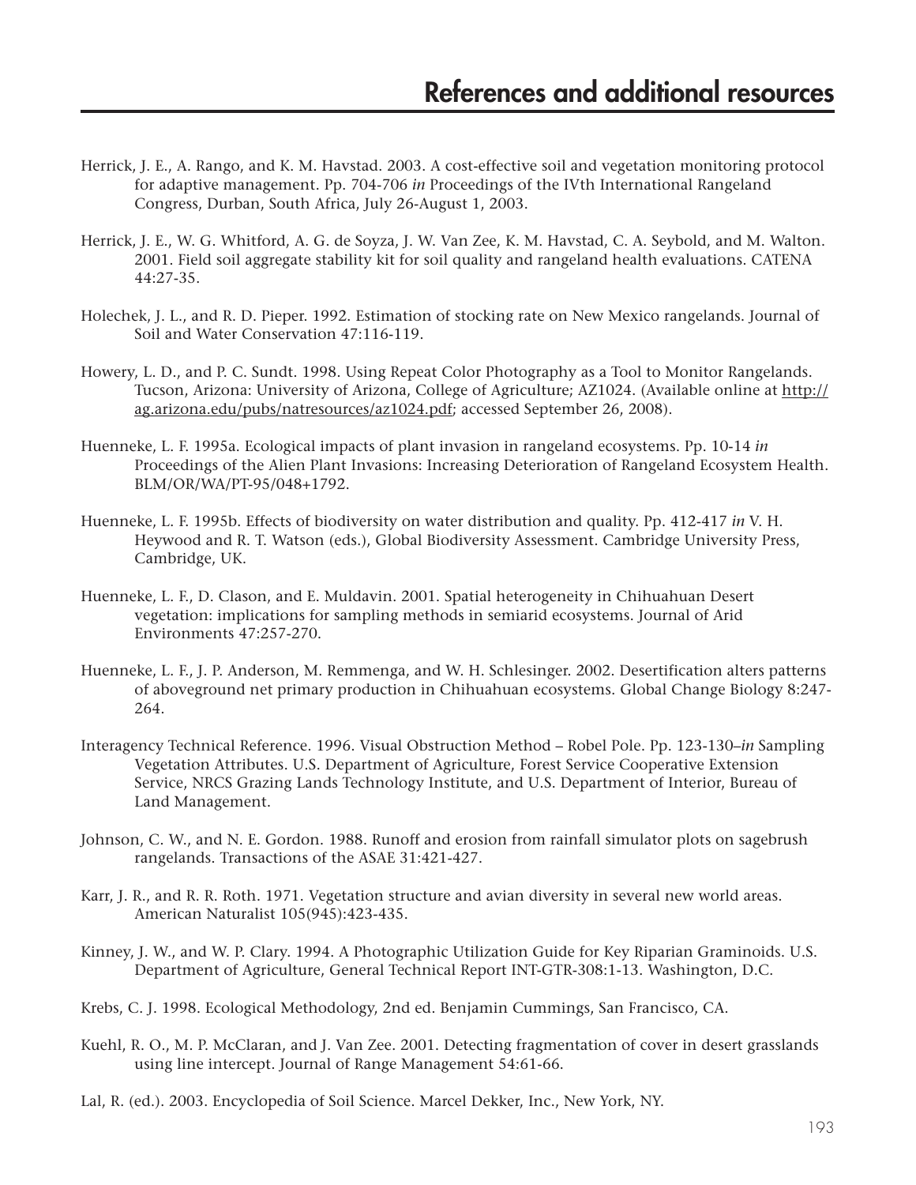# References and additional resources

Herrick, J. E., A. Rango, and K. M. Havstad. 2003. A cost-effective soil and vegetation monitoring protocol for adaptive management. Pp. 704-706 *in* Proceedings of the IVth International Rangeland Congress, Durban, South Africa, July 26-August 1, 2003.

Herrick, J. E., W. G. Whitford, A. G. de Soyza, J. W. Van Zee, K. M. Havstad, C. A. Seybold, and M. Walton. 2001. Field soil aggregate stability kit for soil quality and rangeland health evaluations. CATENA 44:27-35.

Holechek, J. L., and R. D. Pieper. 1992. Estimation of stocking rate on New Mexico rangelands. Journal of Soil and Water Conservation 47:116-119.

Howery, L. D., and P. C. Sundt. 1998. Using Repeat Color Photography as a Tool to Monitor Rangelands. Tucson, Arizona: University of Arizona, College of Agriculture; AZ1024. (Available online at http://ag.arizona.edu/pubs/natresources/az1024.pdf; accessed September 26, 2008).

Huenneke, L. F. 1995a. Ecological impacts of plant invasion in rangeland ecosystems. Pp. 10-14 *in* Proceedings of the Alien Plant Invasions: Increasing Deterioration of Rangeland Ecosystem Health. BLM/OR/WA/PT-95/048+1792.

Huenneke, L. F. 1995b. Effects of biodiversity on water distribution and quality. Pp. 412-417 *in* V. H. Heywood and R. T. Watson (eds.), Global Biodiversity Assessment. Cambridge University Press, Cambridge, UK.

Huenneke, L. F., D. Clason, and E. Muldavin. 2001. Spatial heterogeneity in Chihuahuan Desert vegetation: implications for sampling methods in semiarid ecosystems. Journal of Arid Environments 47:257-270.

Huenneke, L. F., J. P. Anderson, M. Remmenga, and W. H. Schlesinger. 2002. Desertification alters patterns of aboveground net primary production in Chihuahuan ecosystems. Global Change Biology 8:247-264.

Interagency Technical Reference. 1996. Visual Obstruction Method – Robel Pole. Pp. 123-130–*in* Sampling Vegetation Attributes. U.S. Department of Agriculture, Forest Service Cooperative Extension Service, NRCS Grazing Lands Technology Institute, and U.S. Department of Interior, Bureau of Land Management.

Johnson, C. W., and N. E. Gordon. 1988. Runoff and erosion from rainfall simulator plots on sagebrush rangelands. Transactions of the ASAE 31:421-427.

Karr, J. R., and R. R. Roth. 1971. Vegetation structure and avian diversity in several new world areas. American Naturalist 105(945):423-435.

Kinney, J. W., and W. P. Clary. 1994. A Photographic Utilization Guide for Key Riparian Graminoids. U.S. Department of Agriculture, General Technical Report INT-GTR-308:1-13. Washington, D.C.

Krebs, C. J. 1998. Ecological Methodology, 2nd ed. Benjamin Cummings, San Francisco, CA.

Kuehl, R. O., M. P. McClaran, and J. Van Zee. 2001. Detecting fragmentation of cover in desert grasslands using line intercept. Journal of Range Management 54:61-66.

Lal, R. (ed.). 2003. Encyclopedia of Soil Science. Marcel Dekker, Inc., New York, NY.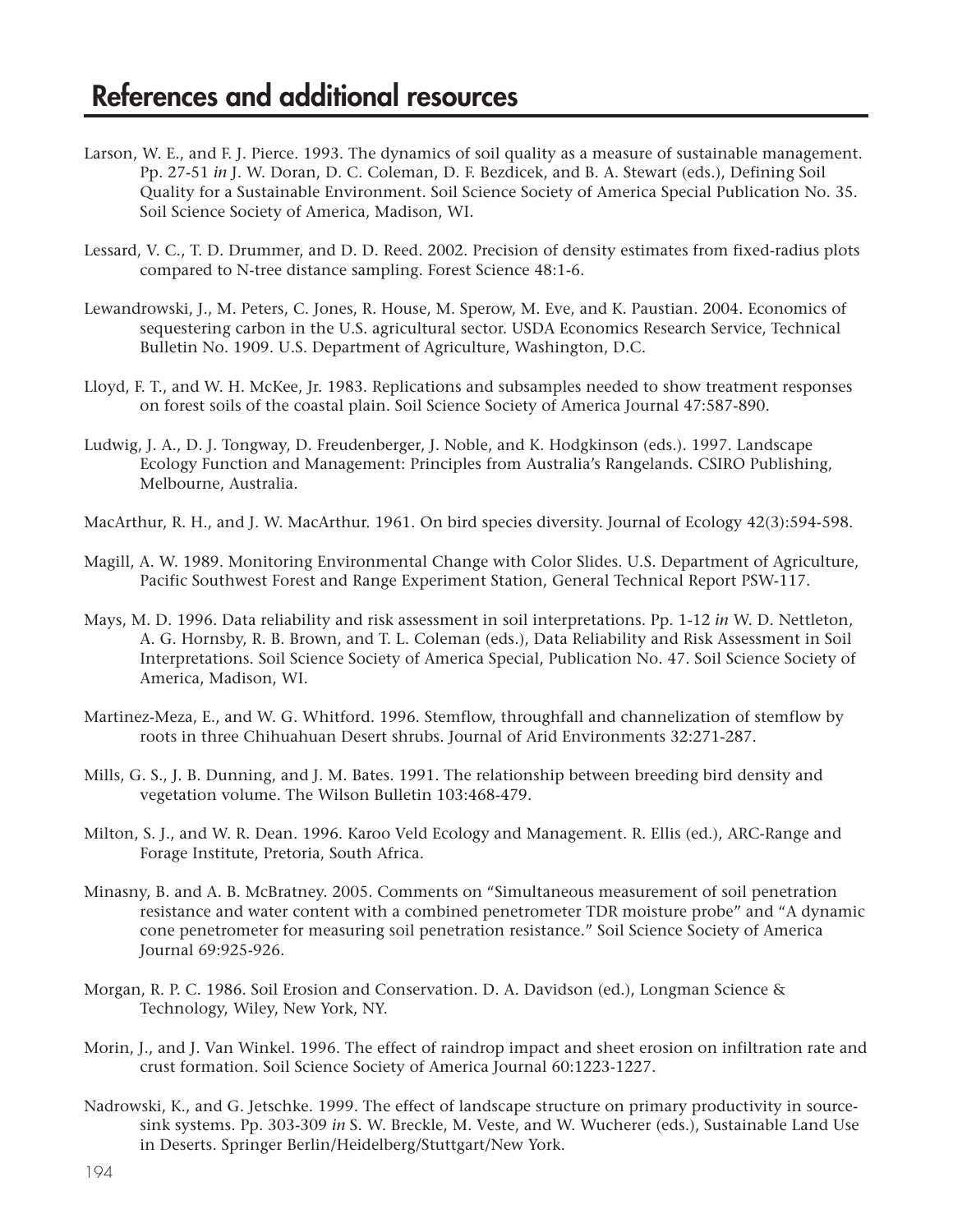# References and additional resources

Larson, W. E., and F. J. Pierce. 1993. The dynamics of soil quality as a measure of sustainable management. Pp. 27-51 *in* J. W. Doran, D. C. Coleman, D. F. Bezdicek, and B. A. Stewart (eds.), Defining Soil Quality for a Sustainable Environment. Soil Science Society of America Special Publication No. 35. Soil Science Society of America, Madison, WI.

Lessard, V. C., T. D. Drummer, and D. D. Reed. 2002. Precision of density estimates from fixed-radius plots compared to N-tree distance sampling. Forest Science 48:1-6.

Lewandrowski, J., M. Peters, C. Jones, R. House, M. Sperow, M. Eve, and K. Paustian. 2004. Economics of sequestering carbon in the U.S. agricultural sector. USDA Economics Research Service, Technical Bulletin No. 1909. U.S. Department of Agriculture, Washington, D.C.

Lloyd, F. T., and W. H. McKee, Jr. 1983. Replications and subsamples needed to show treatment responses on forest soils of the coastal plain. Soil Science Society of America Journal 47:587-890.

Ludwig, J. A., D. J. Tongway, D. Freudenberger, J. Noble, and K. Hodgkinson (eds.). 1997. Landscape Ecology Function and Management: Principles from Australia's Rangelands. CSIRO Publishing, Melbourne, Australia.

MacArthur, R. H., and J. W. MacArthur. 1961. On bird species diversity. Journal of Ecology 42(3):594-598.

Magill, A. W. 1989. Monitoring Environmental Change with Color Slides. U.S. Department of Agriculture, Pacific Southwest Forest and Range Experiment Station, General Technical Report PSW-117.

Mays, M. D. 1996. Data reliability and risk assessment in soil interpretations. Pp. 1-12 *in* W. D. Nettleton, A. G. Hornsby, R. B. Brown, and T. L. Coleman (eds.), Data Reliability and Risk Assessment in Soil Interpretations. Soil Science Society of America Special, Publication No. 47. Soil Science Society of America, Madison, WI.

Martinez-Meza, E., and W. G. Whitford. 1996. Stemflow, throughfall and channelization of stemflow by roots in three Chihuahuan Desert shrubs. Journal of Arid Environments 32:271-287.

Mills, G. S., J. B. Dunning, and J. M. Bates. 1991. The relationship between breeding bird density and vegetation volume. The Wilson Bulletin 103:468-479.

Milton, S. J., and W. R. Dean. 1996. Karoo Veld Ecology and Management. R. Ellis (ed.), ARC-Range and Forage Institute, Pretoria, South Africa.

Minasny, B. and A. B. McBratney. 2005. Comments on "Simultaneous measurement of soil penetration resistance and water content with a combined penetrometer TDR moisture probe" and "A dynamic cone penetrometer for measuring soil penetration resistance." Soil Science Society of America Journal 69:925-926.

Morgan, R. P. C. 1986. Soil Erosion and Conservation. D. A. Davidson (ed.), Longman Science & Technology, Wiley, New York, NY.

Morin, J., and J. Van Winkel. 1996. The effect of raindrop impact and sheet erosion on infiltration rate and crust formation. Soil Science Society of America Journal 60:1223-1227.

Nadrowski, K., and G. Jetschke. 1999. The effect of landscape structure on primary productivity in source-sink systems. Pp. 303-309 *in* S. W. Breckle, M. Veste, and W. Wucherer (eds.), Sustainable Land Use in Deserts. Springer Berlin/Heidelberg/Stuttgart/New York.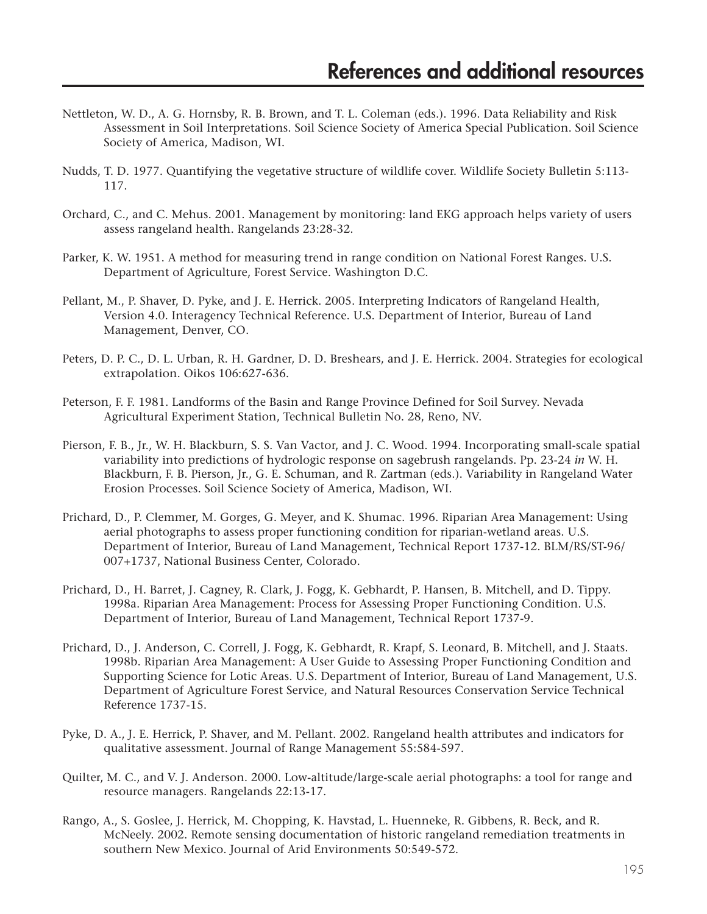# References and additional resources

Nettleton, W. D., A. G. Hornsby, R. B. Brown, and T. L. Coleman (eds.). 1996. Data Reliability and Risk Assessment in Soil Interpretations. Soil Science Society of America Special Publication. Soil Science Society of America, Madison, WI.

Nudds, T. D. 1977. Quantifying the vegetative structure of wildlife cover. Wildlife Society Bulletin 5:113-117.

Orchard, C., and C. Mehus. 2001. Management by monitoring: land EKG approach helps variety of users assess rangeland health. Rangelands 23:28-32.

Parker, K. W. 1951. A method for measuring trend in range condition on National Forest Ranges. U.S. Department of Agriculture, Forest Service. Washington D.C.

Pellant, M., P. Shaver, D. Pyke, and J. E. Herrick. 2005. Interpreting Indicators of Rangeland Health, Version 4.0. Interagency Technical Reference. U.S. Department of Interior, Bureau of Land Management, Denver, CO.

Peters, D. P. C., D. L. Urban, R. H. Gardner, D. D. Breshears, and J. E. Herrick. 2004. Strategies for ecological extrapolation. Oikos 106:627-636.

Peterson, F. F. 1981. Landforms of the Basin and Range Province Defined for Soil Survey. Nevada Agricultural Experiment Station, Technical Bulletin No. 28, Reno, NV.

Pierson, F. B., Jr., W. H. Blackburn, S. S. Van Vactor, and J. C. Wood. 1994. Incorporating small-scale spatial variability into predictions of hydrologic response on sagebrush rangelands. Pp. 23-24 *in* W. H. Blackburn, F. B. Pierson, Jr., G. E. Schuman, and R. Zartman (eds.). Variability in Rangeland Water Erosion Processes. Soil Science Society of America, Madison, WI.

Prichard, D., P. Clemmer, M. Gorges, G. Meyer, and K. Shumac. 1996. Riparian Area Management: Using aerial photographs to assess proper functioning condition for riparian-wetland areas. U.S. Department of Interior, Bureau of Land Management, Technical Report 1737-12. BLM/RS/ST-96/007+1737, National Business Center, Colorado.

Prichard, D., H. Barret, J. Cagney, R. Clark, J. Fogg, K. Gebhardt, P. Hansen, B. Mitchell, and D. Tippy. 1998a. Riparian Area Management: Process for Assessing Proper Functioning Condition. U.S. Department of Interior, Bureau of Land Management, Technical Report 1737-9.

Prichard, D., J. Anderson, C. Correll, J. Fogg, K. Gebhardt, R. Krapf, S. Leonard, B. Mitchell, and J. Staats. 1998b. Riparian Area Management: A User Guide to Assessing Proper Functioning Condition and Supporting Science for Lotic Areas. U.S. Department of Interior, Bureau of Land Management, U.S. Department of Agriculture Forest Service, and Natural Resources Conservation Service Technical Reference 1737-15.

Pyke, D. A., J. E. Herrick, P. Shaver, and M. Pellant. 2002. Rangeland health attributes and indicators for qualitative assessment. Journal of Range Management 55:584-597.

Quilter, M. C., and V. J. Anderson. 2000. Low-altitude/large-scale aerial photographs: a tool for range and resource managers. Rangelands 22:13-17.

Rango, A., S. Goslee, J. Herrick, M. Chopping, K. Havstad, L. Huenneke, R. Gibbens, R. Beck, and R. McNeely. 2002. Remote sensing documentation of historic rangeland remediation treatments in southern New Mexico. Journal of Arid Environments 50:549-572.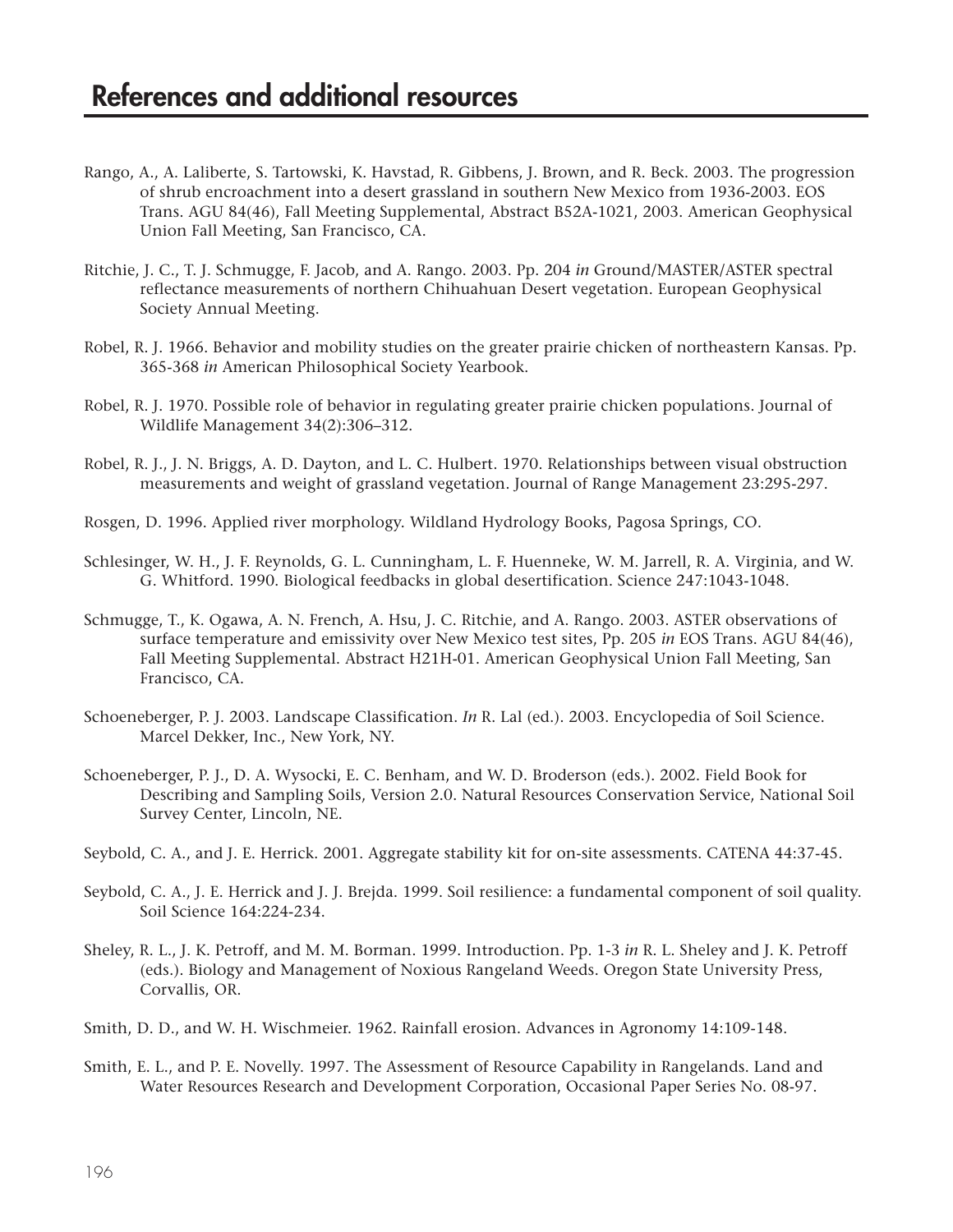# References and additional resources

Rango, A., A. Laliberte, S. Tartowski, K. Havstad, R. Gibbens, J. Brown, and R. Beck. 2003. The progression of shrub encroachment into a desert grassland in southern New Mexico from 1936-2003. EOS Trans. AGU 84(46), Fall Meeting Supplemental, Abstract B52A-1021, 2003. American Geophysical Union Fall Meeting, San Francisco, CA.

Ritchie, J. C., T. J. Schmugge, F. Jacob, and A. Rango. 2003. Pp. 204 *in* Ground/MASTER/ASTER spectral reflectance measurements of northern Chihuahuan Desert vegetation. European Geophysical Society Annual Meeting.

Robel, R. J. 1966. Behavior and mobility studies on the greater prairie chicken of northeastern Kansas. Pp. 365-368 *in* American Philosophical Society Yearbook.

Robel, R. J. 1970. Possible role of behavior in regulating greater prairie chicken populations. Journal of Wildlife Management 34(2):306–312.

Robel, R. J., J. N. Briggs, A. D. Dayton, and L. C. Hulbert. 1970. Relationships between visual obstruction measurements and weight of grassland vegetation. Journal of Range Management 23:295-297.

Rosgen, D. 1996. Applied river morphology. Wildland Hydrology Books, Pagosa Springs, CO.

Schlesinger, W. H., J. F. Reynolds, G. L. Cunningham, L. F. Huenneke, W. M. Jarrell, R. A. Virginia, and W. G. Whitford. 1990. Biological feedbacks in global desertification. Science 247:1043-1048.

Schmugge, T., K. Ogawa, A. N. French, A. Hsu, J. C. Ritchie, and A. Rango. 2003. ASTER observations of surface temperature and emissivity over New Mexico test sites, Pp. 205 *in* EOS Trans. AGU 84(46), Fall Meeting Supplemental. Abstract H21H-01. American Geophysical Union Fall Meeting, San Francisco, CA.

Schoeneberger, P. J. 2003. Landscape Classification. *In* R. Lal (ed.). 2003. Encyclopedia of Soil Science. Marcel Dekker, Inc., New York, NY.

Schoeneberger, P. J., D. A. Wysocki, E. C. Benham, and W. D. Broderson (eds.). 2002. Field Book for Describing and Sampling Soils, Version 2.0. Natural Resources Conservation Service, National Soil Survey Center, Lincoln, NE.

Seybold, C. A., and J. E. Herrick. 2001. Aggregate stability kit for on-site assessments. CATENA 44:37-45.

Seybold, C. A., J. E. Herrick and J. J. Brejda. 1999. Soil resilience: a fundamental component of soil quality. Soil Science 164:224-234.

Sheley, R. L., J. K. Petroff, and M. M. Borman. 1999. Introduction. Pp. 1-3 *in* R. L. Sheley and J. K. Petroff (eds.). Biology and Management of Noxious Rangeland Weeds. Oregon State University Press, Corvallis, OR.

Smith, D. D., and W. H. Wischmeier. 1962. Rainfall erosion. Advances in Agronomy 14:109-148.

Smith, E. L., and P. E. Novelly. 1997. The Assessment of Resource Capability in Rangelands. Land and Water Resources Research and Development Corporation, Occasional Paper Series No. 08-97.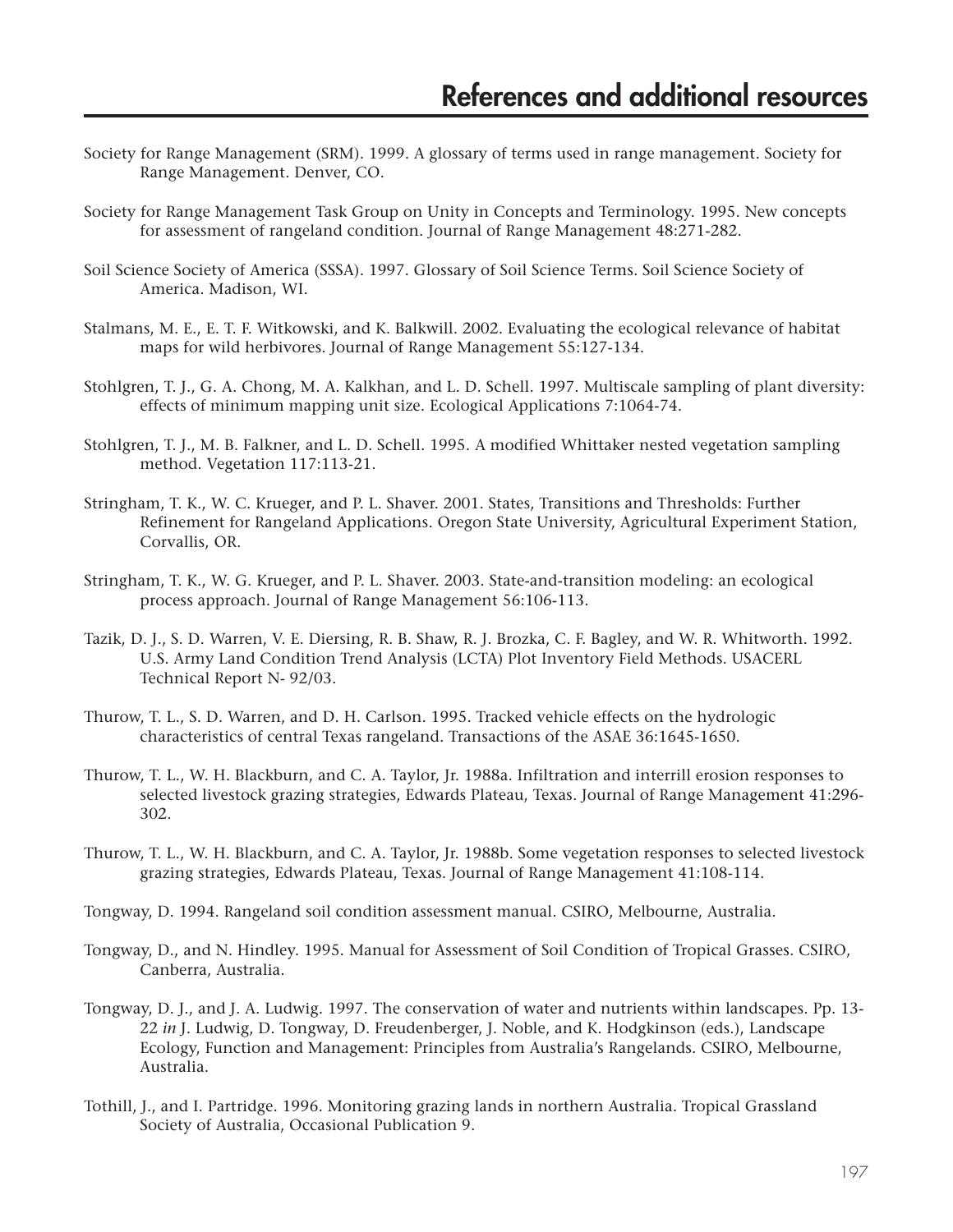# References and additional resources

Society for Range Management (SRM). 1999. A glossary of terms used in range management. Society for Range Management. Denver, CO.

Society for Range Management Task Group on Unity in Concepts and Terminology. 1995. New concepts for assessment of rangeland condition. Journal of Range Management 48:271-282.

Soil Science Society of America (SSSA). 1997. Glossary of Soil Science Terms. Soil Science Society of America. Madison, WI.

Stalmans, M. E., E. T. F. Witkowski, and K. Balkwill. 2002. Evaluating the ecological relevance of habitat maps for wild herbivores. Journal of Range Management 55:127-134.

Stohlgren, T. J., G. A. Chong, M. A. Kalkhan, and L. D. Schell. 1997. Multiscale sampling of plant diversity: effects of minimum mapping unit size. Ecological Applications 7:1064-74.

Stohlgren, T. J., M. B. Falkner, and L. D. Schell. 1995. A modified Whittaker nested vegetation sampling method. Vegetation 117:113-21.

Stringham, T. K., W. C. Krueger, and P. L. Shaver. 2001. States, Transitions and Thresholds: Further Refinement for Rangeland Applications. Oregon State University, Agricultural Experiment Station, Corvallis, OR.

Stringham, T. K., W. G. Krueger, and P. L. Shaver. 2003. State-and-transition modeling: an ecological process approach. Journal of Range Management 56:106-113.

Tazik, D. J., S. D. Warren, V. E. Diersing, R. B. Shaw, R. J. Brozka, C. F. Bagley, and W. R. Whitworth. 1992. U.S. Army Land Condition Trend Analysis (LCTA) Plot Inventory Field Methods. USACERL Technical Report N- 92/03.

Thurow, T. L., S. D. Warren, and D. H. Carlson. 1995. Tracked vehicle effects on the hydrologic characteristics of central Texas rangeland. Transactions of the ASAE 36:1645-1650.

Thurow, T. L., W. H. Blackburn, and C. A. Taylor, Jr. 1988a. Infiltration and interrill erosion responses to selected livestock grazing strategies, Edwards Plateau, Texas. Journal of Range Management 41:296-302.

Thurow, T. L., W. H. Blackburn, and C. A. Taylor, Jr. 1988b. Some vegetation responses to selected livestock grazing strategies, Edwards Plateau, Texas. Journal of Range Management 41:108-114.

Tongway, D. 1994. Rangeland soil condition assessment manual. CSIRO, Melbourne, Australia.

Tongway, D., and N. Hindley. 1995. Manual for Assessment of Soil Condition of Tropical Grasses. CSIRO, Canberra, Australia.

Tongway, D. J., and J. A. Ludwig. 1997. The conservation of water and nutrients within landscapes. Pp. 13-22 *in* J. Ludwig, D. Tongway, D. Freudenberger, J. Noble, and K. Hodgkinson (eds.), Landscape Ecology, Function and Management: Principles from Australia's Rangelands. CSIRO, Melbourne, Australia.

Tothill, J., and I. Partridge. 1996. Monitoring grazing lands in northern Australia. Tropical Grassland Society of Australia, Occasional Publication 9.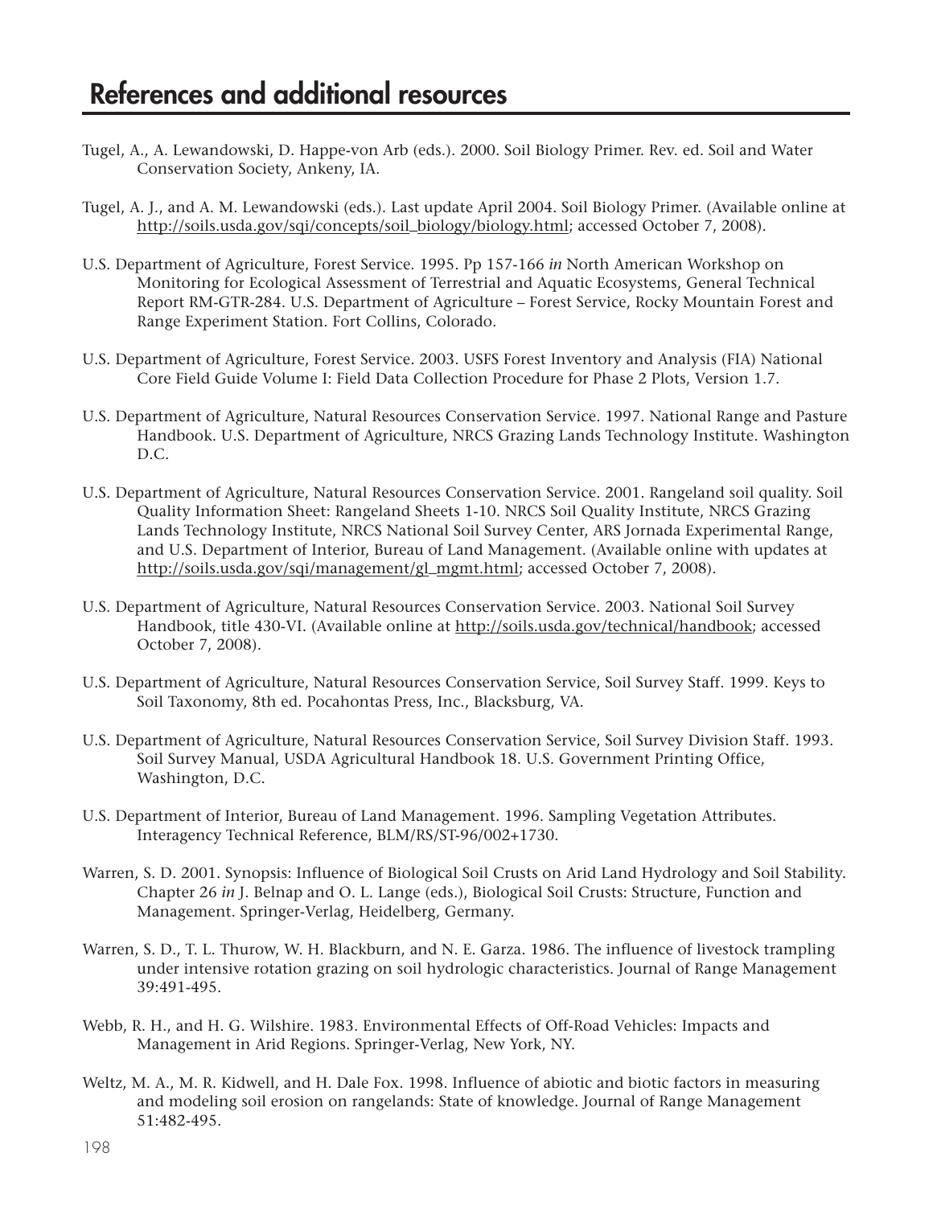# References and additional resources

Tugel, A., A. Lewandowski, D. Happe-von Arb (eds.). 2000. Soil Biology Primer. Rev. ed. Soil and Water Conservation Society, Ankeny, IA.

Tugel, A. J., and A. M. Lewandowski (eds.). Last update April 2004. Soil Biology Primer. (Available online at http://soils.usda.gov/sqi/concepts/soil_biology/biology.html; accessed October 7, 2008).

U.S. Department of Agriculture, Forest Service. 1995. Pp 157-166 *in* North American Workshop on Monitoring for Ecological Assessment of Terrestrial and Aquatic Ecosystems, General Technical Report RM-GTR-284. U.S. Department of Agriculture – Forest Service, Rocky Mountain Forest and Range Experiment Station. Fort Collins, Colorado.

U.S. Department of Agriculture, Forest Service. 2003. USFS Forest Inventory and Analysis (FIA) National Core Field Guide Volume I: Field Data Collection Procedure for Phase 2 Plots, Version 1.7.

U.S. Department of Agriculture, Natural Resources Conservation Service. 1997. National Range and Pasture Handbook. U.S. Department of Agriculture, NRCS Grazing Lands Technology Institute. Washington D.C.

U.S. Department of Agriculture, Natural Resources Conservation Service. 2001. Rangeland soil quality. Soil Quality Information Sheet: Rangeland Sheets 1-10. NRCS Soil Quality Institute, NRCS Grazing Lands Technology Institute, NRCS National Soil Survey Center, ARS Jornada Experimental Range, and U.S. Department of Interior, Bureau of Land Management. (Available online with updates at http://soils.usda.gov/sqi/management/gl_mgmt.html; accessed October 7, 2008).

U.S. Department of Agriculture, Natural Resources Conservation Service. 2003. National Soil Survey Handbook, title 430-VI. (Available online at http://soils.usda.gov/technical/handbook; accessed October 7, 2008).

U.S. Department of Agriculture, Natural Resources Conservation Service, Soil Survey Staff. 1999. Keys to Soil Taxonomy, 8th ed. Pocahontas Press, Inc., Blacksburg, VA.

U.S. Department of Agriculture, Natural Resources Conservation Service, Soil Survey Division Staff. 1993. Soil Survey Manual, USDA Agricultural Handbook 18. U.S. Government Printing Office, Washington, D.C.

U.S. Department of Interior, Bureau of Land Management. 1996. Sampling Vegetation Attributes. Interagency Technical Reference, BLM/RS/ST-96/002+1730.

Warren, S. D. 2001. Synopsis: Influence of Biological Soil Crusts on Arid Land Hydrology and Soil Stability. Chapter 26 *in* J. Belnap and O. L. Lange (eds.), Biological Soil Crusts: Structure, Function and Management. Springer-Verlag, Heidelberg, Germany.

Warren, S. D., T. L. Thurow, W. H. Blackburn, and N. E. Garza. 1986. The influence of livestock trampling under intensive rotation grazing on soil hydrologic characteristics. Journal of Range Management 39:491-495.

Webb, R. H., and H. G. Wilshire. 1983. Environmental Effects of Off-Road Vehicles: Impacts and Management in Arid Regions. Springer-Verlag, New York, NY.

Weltz, M. A., M. R. Kidwell, and H. Dale Fox. 1998. Influence of abiotic and biotic factors in measuring and modeling soil erosion on rangelands: State of knowledge. Journal of Range Management 51:482-495.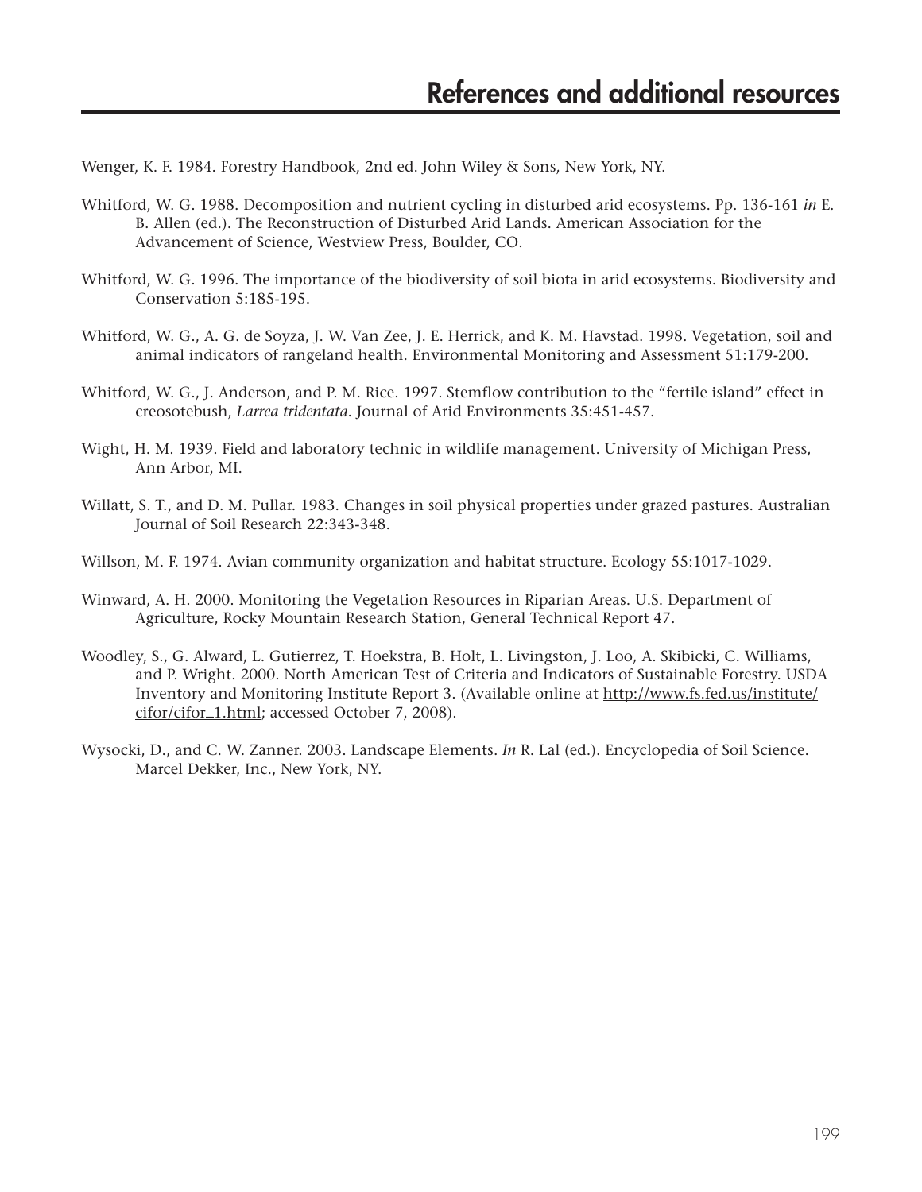# References and additional resources

Wenger, K. F. 1984. Forestry Handbook, 2nd ed. John Wiley & Sons, New York, NY.

Whitford, W. G. 1988. Decomposition and nutrient cycling in disturbed arid ecosystems. Pp. 136-161 *in* E. B. Allen (ed.). The Reconstruction of Disturbed Arid Lands. American Association for the Advancement of Science, Westview Press, Boulder, CO.

Whitford, W. G. 1996. The importance of the biodiversity of soil biota in arid ecosystems. Biodiversity and Conservation 5:185-195.

Whitford, W. G., A. G. de Soyza, J. W. Van Zee, J. E. Herrick, and K. M. Havstad. 1998. Vegetation, soil and animal indicators of rangeland health. Environmental Monitoring and Assessment 51:179-200.

Whitford, W. G., J. Anderson, and P. M. Rice. 1997. Stemflow contribution to the "fertile island" effect in creosotebush, *Larrea tridentata*. Journal of Arid Environments 35:451-457.

Wight, H. M. 1939. Field and laboratory technic in wildlife management. University of Michigan Press, Ann Arbor, MI.

Willatt, S. T., and D. M. Pullar. 1983. Changes in soil physical properties under grazed pastures. Australian Journal of Soil Research 22:343-348.

Willson, M. F. 1974. Avian community organization and habitat structure. Ecology 55:1017-1029.

Winward, A. H. 2000. Monitoring the Vegetation Resources in Riparian Areas. U.S. Department of Agriculture, Rocky Mountain Research Station, General Technical Report 47.

Woodley, S., G. Alward, L. Gutierrez, T. Hoekstra, B. Holt, L. Livingston, J. Loo, A. Skibicki, C. Williams, and P. Wright. 2000. North American Test of Criteria and Indicators of Sustainable Forestry. USDA Inventory and Monitoring Institute Report 3. (Available online at http://www.fs.fed.us/institute/cifor/cifor_1.html; accessed October 7, 2008).

Wysocki, D., and C. W. Zanner. 2003. Landscape Elements. *In* R. Lal (ed.). Encyclopedia of Soil Science. Marcel Dekker, Inc., New York, NY.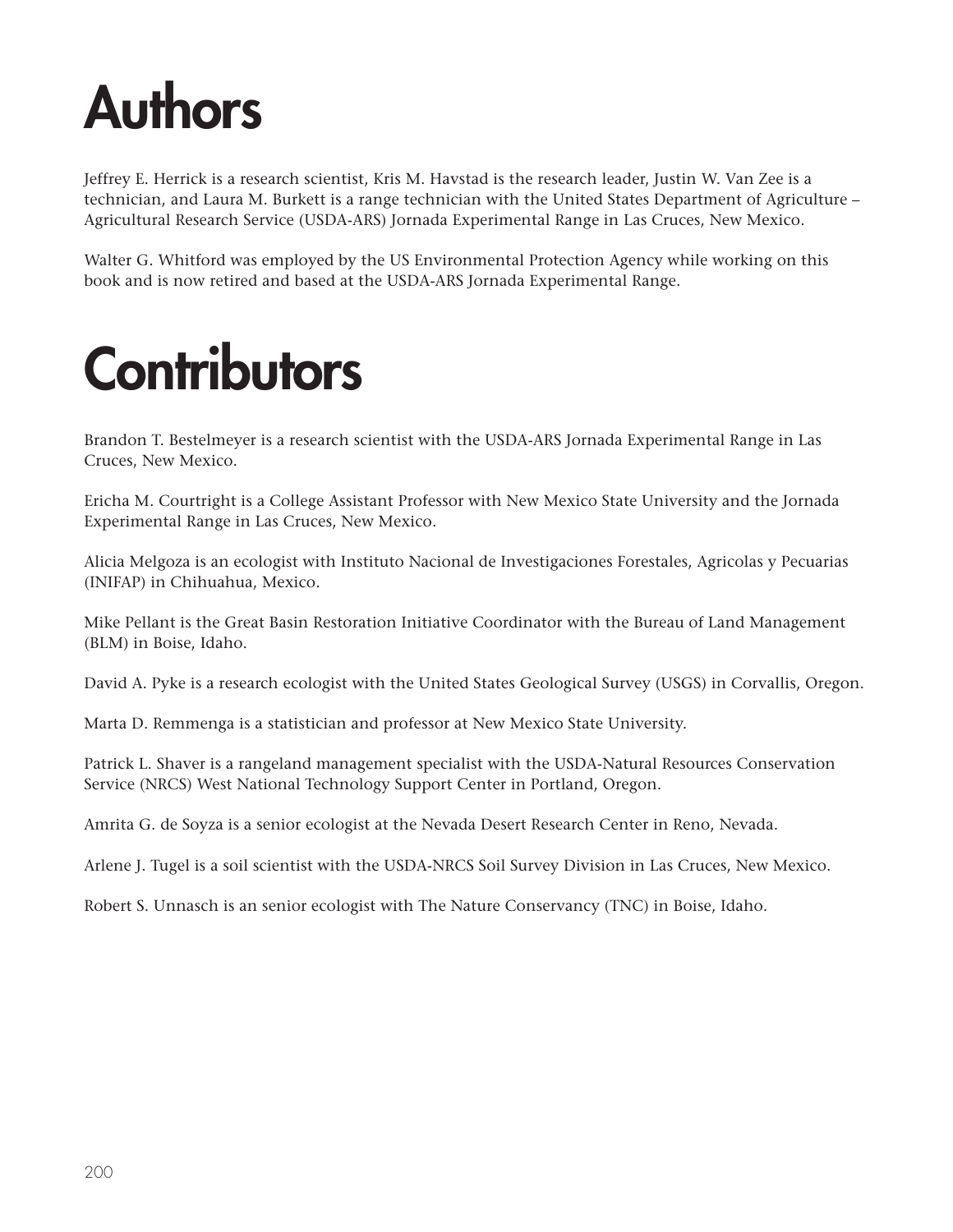# Authors

Jeffrey E. Herrick is a research scientist, Kris M. Havstad is the research leader, Justin W. Van Zee is a technician, and Laura M. Burkett is a range technician with the United States Department of Agriculture – Agricultural Research Service (USDA-ARS) Jornada Experimental Range in Las Cruces, New Mexico.

Walter G. Whitford was employed by the US Environmental Protection Agency while working on this book and is now retired and based at the USDA-ARS Jornada Experimental Range.

# Contributors

Brandon T. Bestelmeyer is a research scientist with the USDA-ARS Jornada Experimental Range in Las Cruces, New Mexico.

Ericha M. Courtright is a College Assistant Professor with New Mexico State University and the Jornada Experimental Range in Las Cruces, New Mexico.

Alicia Melgoza is an ecologist with Instituto Nacional de Investigaciones Forestales, Agricolas y Pecuarias (INIFAP) in Chihuahua, Mexico.

Mike Pellant is the Great Basin Restoration Initiative Coordinator with the Bureau of Land Management (BLM) in Boise, Idaho.

David A. Pyke is a research ecologist with the United States Geological Survey (USGS) in Corvallis, Oregon.

Marta D. Remmenga is a statistician and professor at New Mexico State University.

Patrick L. Shaver is a rangeland management specialist with the USDA-Natural Resources Conservation Service (NRCS) West National Technology Support Center in Portland, Oregon.

Amrita G. de Soyza is a senior ecologist at the Nevada Desert Research Center in Reno, Nevada.

Arlene J. Tugel is a soil scientist with the USDA-NRCS Soil Survey Division in Las Cruces, New Mexico.

Robert S. Unnasch is an senior ecologist with The Nature Conservancy (TNC) in Boise, Idaho.